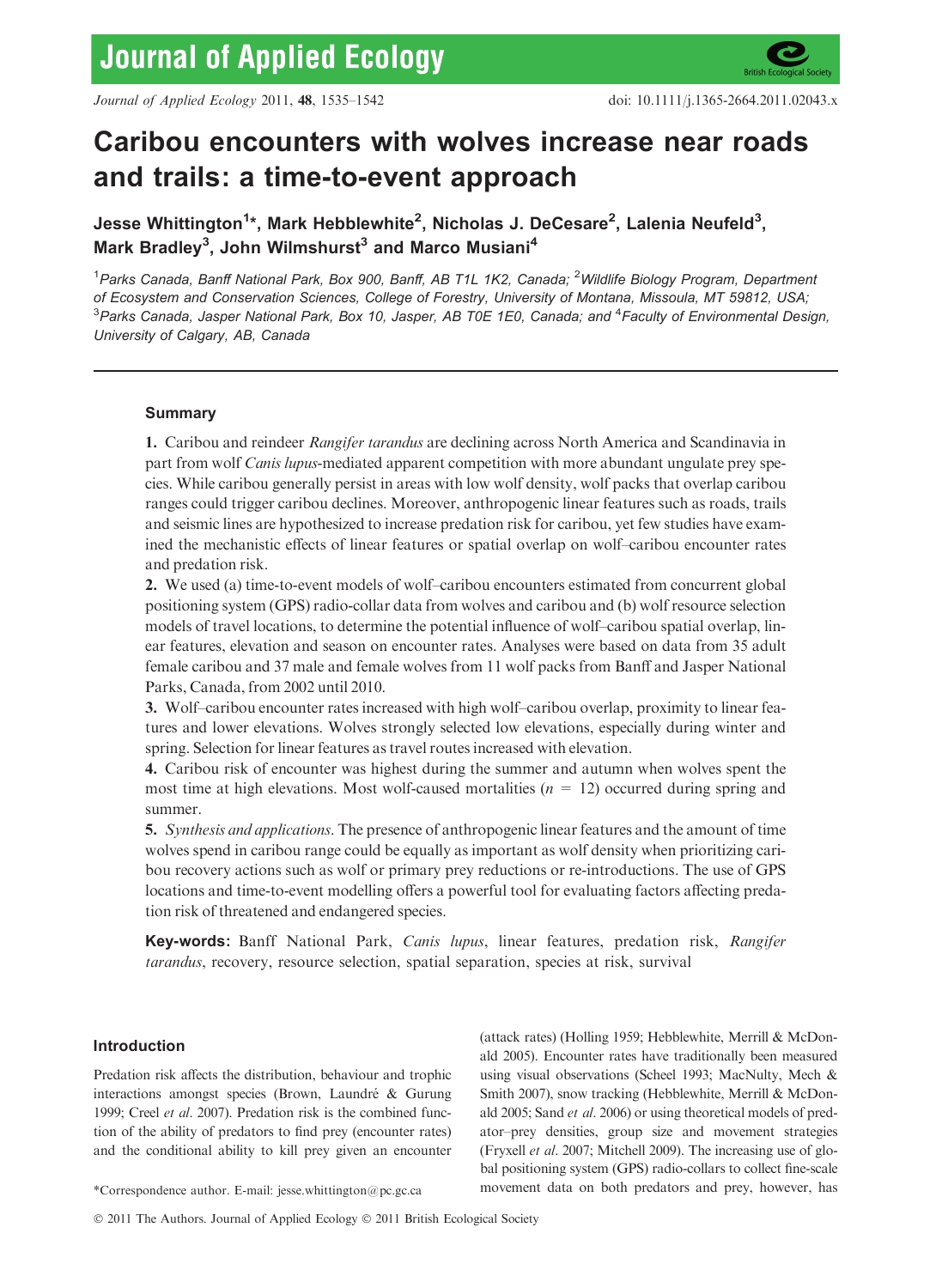# Caribou encounters with wolves increase near roads and trails: a time-to-event approach

**Jesse Whittington[1]\*, Mark Hebblewhite[2], Nicholas J. DeCesare[2], Lalenia Neufeld[3], Mark Bradley[3], John Wilmshurst[3] and Marco Musiani[4]**

[1]*Parks Canada, Banff National Park, Box 900, Banff, AB T1L 1K2, Canada;* [2]*Wildlife Biology Program, Department of Ecosystem and Conservation Sciences, College of Forestry, University of Montana, Missoula, MT 59812, USA;* [3]*Parks Canada, Jasper National Park, Box 10, Jasper, AB T0E 1E0, Canada; and* [4]*Faculty of Environmental Design, University of Calgary, AB, Canada*

## Summary

**1.** Caribou and reindeer *Rangifer tarandus* are declining across North America and Scandinavia in part from wolf *Canis lupus*-mediated apparent competition with more abundant ungulate prey species. While caribou generally persist in areas with low wolf density, wolf packs that overlap caribou ranges could trigger caribou declines. Moreover, anthropogenic linear features such as roads, trails and seismic lines are hypothesized to increase predation risk for caribou, yet few studies have examined the mechanistic effects of linear features or spatial overlap on wolf–caribou encounter rates and predation risk.

**2.** We used (a) time-to-event models of wolf–caribou encounters estimated from concurrent global positioning system (GPS) radio-collar data from wolves and caribou and (b) wolf resource selection models of travel locations, to determine the potential influence of wolf–caribou spatial overlap, linear features, elevation and season on encounter rates. Analyses were based on data from 35 adult female caribou and 37 male and female wolves from 11 wolf packs from Banff and Jasper National Parks, Canada, from 2002 until 2010.

**3.** Wolf–caribou encounter rates increased with high wolf–caribou overlap, proximity to linear features and lower elevations. Wolves strongly selected low elevations, especially during winter and spring. Selection for linear features as travel routes increased with elevation.

**4.** Caribou risk of encounter was highest during the summer and autumn when wolves spent the most time at high elevations. Most wolf-caused mortalities ($n = 12$) occurred during spring and summer.

**5.** *Synthesis and applications*. The presence of anthropogenic linear features and the amount of time wolves spend in caribou range could be equally as important as wolf density when prioritizing caribou recovery actions such as wolf or primary prey reductions or re-introductions. The use of GPS locations and time-to-event modelling offers a powerful tool for evaluating factors affecting predation risk of threatened and endangered species.

**Key-words:** Banff National Park, *Canis lupus*, linear features, predation risk, *Rangifer tarandus*, recovery, resource selection, spatial separation, species at risk, survival

## Introduction

Predation risk affects the distribution, behaviour and trophic interactions amongst species (Brown, Laundré & Gurung 1999; Creel *et al.* 2007). Predation risk is the combined function of the ability of predators to find prey (encounter rates) and the conditional ability to kill prey given an encounter (attack rates) (Holling 1959; Hebblewhite, Merrill & McDonald 2005). Encounter rates have traditionally been measured using visual observations (Scheel 1993; MacNulty, Mech & Smith 2007), snow tracking (Hebblewhite, Merrill & McDonald 2005; Sand *et al.* 2006) or using theoretical models of predator–prey densities, group size and movement strategies (Fryxell *et al.* 2007; Mitchell 2009). The increasing use of global positioning system (GPS) radio-collars to collect fine-scale movement data on both predators and prey, however, has

\*Correspondence author. E-mail: jesse.whittington@pc.gc.ca

© 2011 The Authors. Journal of Applied Ecology © 2011 British Ecological Society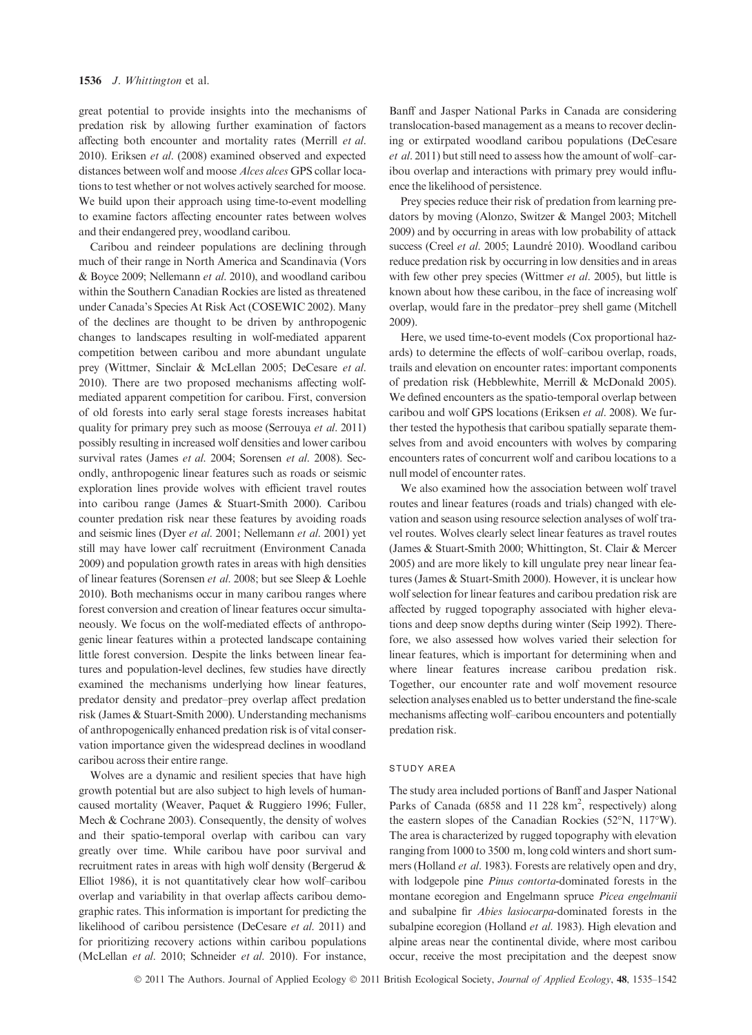great potential to provide insights into the mechanisms of predation risk by allowing further examination of factors affecting both encounter and mortality rates (Merrill *et al.* 2010). Eriksen *et al.* (2008) examined observed and expected distances between wolf and moose *Alces alces* GPS collar locations to test whether or not wolves actively searched for moose. We build upon their approach using time-to-event modelling to examine factors affecting encounter rates between wolves and their endangered prey, woodland caribou.

Caribou and reindeer populations are declining through much of their range in North America and Scandinavia (Vors & Boyce 2009; Nellemann *et al.* 2010), and woodland caribou within the Southern Canadian Rockies are listed as threatened under Canada's Species At Risk Act (COSEWIC 2002). Many of the declines are thought to be driven by anthropogenic changes to landscapes resulting in wolf-mediated apparent competition between caribou and more abundant ungulate prey (Wittmer, Sinclair & McLellan 2005; DeCesare *et al.* 2010). There are two proposed mechanisms affecting wolf-mediated apparent competition for caribou. First, conversion of old forests into early seral stage forests increases habitat quality for primary prey such as moose (Serrouya *et al.* 2011) possibly resulting in increased wolf densities and lower caribou survival rates (James *et al.* 2004; Sorensen *et al.* 2008). Secondly, anthropogenic linear features such as roads or seismic exploration lines provide wolves with efficient travel routes into caribou range (James & Stuart-Smith 2000). Caribou counter predation risk near these features by avoiding roads and seismic lines (Dyer *et al.* 2001; Nellemann *et al.* 2001) yet still may have lower calf recruitment (Environment Canada 2009) and population growth rates in areas with high densities of linear features (Sorensen *et al.* 2008; but see Sleep & Loehle 2010). Both mechanisms occur in many caribou ranges where forest conversion and creation of linear features occur simultaneously. We focus on the wolf-mediated effects of anthropogenic linear features within a protected landscape containing little forest conversion. Despite the links between linear features and population-level declines, few studies have directly examined the mechanisms underlying how linear features, predator density and predator–prey overlap affect predation risk (James & Stuart-Smith 2000). Understanding mechanisms of anthropogenically enhanced predation risk is of vital conservation importance given the widespread declines in woodland caribou across their entire range.

Wolves are a dynamic and resilient species that have high growth potential but are also subject to high levels of human-caused mortality (Weaver, Paquet & Ruggiero 1996; Fuller, Mech & Cochrane 2003). Consequently, the density of wolves and their spatio-temporal overlap with caribou can vary greatly over time. While caribou have poor survival and recruitment rates in areas with high wolf density (Bergerud & Elliot 1986), it is not quantitatively clear how wolf–caribou overlap and variability in that overlap affects caribou demographic rates. This information is important for predicting the likelihood of caribou persistence (DeCesare *et al.* 2011) and for prioritizing recovery actions within caribou populations (McLellan *et al.* 2010; Schneider *et al.* 2010). For instance, Banff and Jasper National Parks in Canada are considering translocation-based management as a means to recover declining or extirpated woodland caribou populations (DeCesare *et al.* 2011) but still need to assess how the amount of wolf–caribou overlap and interactions with primary prey would influence the likelihood of persistence.

Prey species reduce their risk of predation from learning predators by moving (Alonzo, Switzer & Mangel 2003; Mitchell 2009) and by occurring in areas with low probability of attack success (Creel *et al.* 2005; Laundré 2010). Woodland caribou reduce predation risk by occurring in low densities and in areas with few other prey species (Wittmer *et al.* 2005), but little is known about how these caribou, in the face of increasing wolf overlap, would fare in the predator–prey shell game (Mitchell 2009).

Here, we used time-to-event models (Cox proportional hazards) to determine the effects of wolf–caribou overlap, roads, trails and elevation on encounter rates: important components of predation risk (Hebblewhite, Merrill & McDonald 2005). We defined encounters as the spatio-temporal overlap between caribou and wolf GPS locations (Eriksen *et al.* 2008). We further tested the hypothesis that caribou spatially separate themselves from and avoid encounters with wolves by comparing encounters rates of concurrent wolf and caribou locations to a null model of encounter rates.

We also examined how the association between wolf travel routes and linear features (roads and trials) changed with elevation and season using resource selection analyses of wolf travel routes. Wolves clearly select linear features as travel routes (James & Stuart-Smith 2000; Whittington, St. Clair & Mercer 2005) and are more likely to kill ungulate prey near linear features (James & Stuart-Smith 2000). However, it is unclear how wolf selection for linear features and caribou predation risk are affected by rugged topography associated with higher elevations and deep snow depths during winter (Seip 1992). Therefore, we also assessed how wolves varied their selection for linear features, which is important for determining when and where linear features increase caribou predation risk. Together, our encounter rate and wolf movement resource selection analyses enabled us to better understand the fine-scale mechanisms affecting wolf–caribou encounters and potentially predation risk.

## STUDY AREA

The study area included portions of Banff and Jasper National Parks of Canada (6858 and 11 228 km$^2$, respectively) along the eastern slopes of the Canadian Rockies (52°N, 117°W). The area is characterized by rugged topography with elevation ranging from 1000 to 3500 m, long cold winters and short summers (Holland *et al.* 1983). Forests are relatively open and dry, with lodgepole pine *Pinus contorta*-dominated forests in the montane ecoregion and Engelmann spruce *Picea engelmanii* and subalpine fir *Abies lasiocarpa*-dominated forests in the subalpine ecoregion (Holland *et al.* 1983). High elevation and alpine areas near the continental divide, where most caribou occur, receive the most precipitation and the deepest snow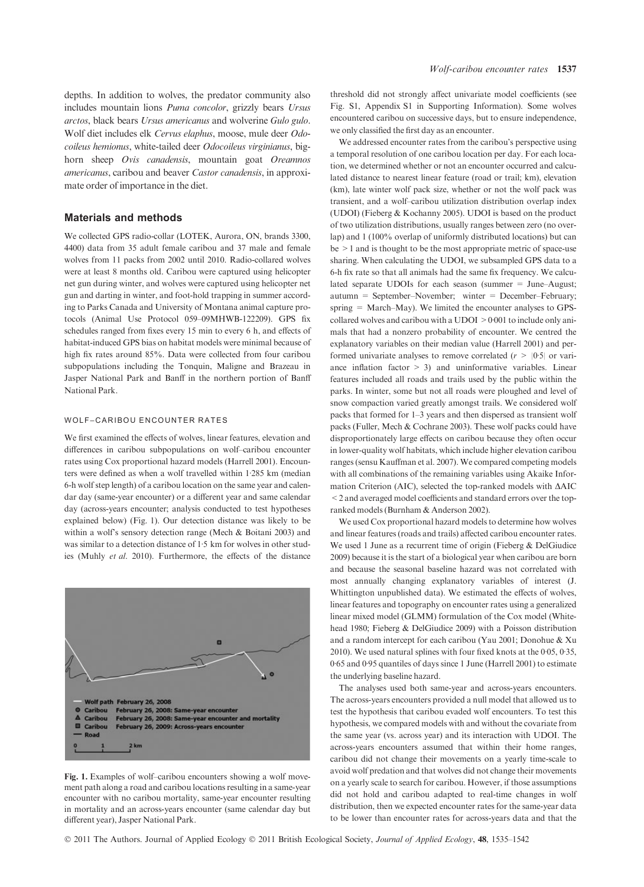depths. In addition to wolves, the predator community also includes mountain lions *Puma concolor*, grizzly bears *Ursus arctos*, black bears *Ursus americanus* and wolverine *Gulo gulo*. Wolf diet includes elk *Cervus elaphus*, moose, mule deer *Odocoileus hemionus*, white-tailed deer *Odocoileus virginianus*, bighorn sheep *Ovis canadensis*, mountain goat *Oreamnos americanus*, caribou and beaver *Castor canadensis*, in approximate order of importance in the diet.

## Materials and methods

We collected GPS radio-collar (LOTEK, Aurora, ON, brands 3300, 4400) data from 35 adult female caribou and 37 male and female wolves from 11 packs from 2002 until 2010. Radio-collared wolves were at least 8 months old. Caribou were captured using helicopter net gun during winter, and wolves were captured using helicopter net gun and darting in winter, and foot-hold trapping in summer according to Parks Canada and University of Montana animal capture protocols (Animal Use Protocol 059–09MHWB-122209). GPS fix schedules ranged from fixes every 15 min to every 6 h, and effects of habitat-induced GPS bias on habitat models were minimal because of high fix rates around 85%. Data were collected from four caribou subpopulations including the Tonquin, Maligne and Brazeau in Jasper National Park and Banff in the northern portion of Banff National Park.

### WOLF–CARIBOU ENCOUNTER RATES

We first examined the effects of wolves, linear features, elevation and differences in caribou subpopulations on wolf–caribou encounter rates using Cox proportional hazard models (Harrell 2001). Encounters were defined as when a wolf travelled within 1·285 km (median 6-h wolf step length) of a caribou location on the same year and calendar day (same-year encounter) or a different year and same calendar day (across-years encounter; analysis conducted to test hypotheses explained below) (Fig. 1). Our detection distance was likely to be within a wolf's sensory detection range (Mech & Boitani 2003) and was similar to a detection distance of 1·5 km for wolves in other studies (Muhly *et al.* 2010). Furthermore, the effects of the distance threshold did not strongly affect univariate model coefficients (see Fig. S1, Appendix S1 in Supporting Information). Some wolves encountered caribou on successive days, but to ensure independence, we only classified the first day as an encounter.

**Fig. 1.** Examples of wolf–caribou encounters showing a wolf movement path along a road and caribou locations resulting in a same-year encounter with no caribou mortality, same-year encounter resulting in mortality and an across-years encounter (same calendar day but different year), Jasper National Park.

We addressed encounter rates from the caribou's perspective using a temporal resolution of one caribou location per day. For each location, we determined whether or not an encounter occurred and calculated distance to nearest linear feature (road or trail; km), elevation (km), late winter wolf pack size, whether or not the wolf pack was transient, and a wolf–caribou utilization distribution overlap index (UDOI) (Fieberg & Kochanny 2005). UDOI is based on the product of two utilization distributions, usually ranges between zero (no overlap) and 1 (100% overlap of uniformly distributed locations) but can be > 1 and is thought to be the most appropriate metric of space-use sharing. When calculating the UDOI, we subsampled GPS data to a 6-h fix rate so that all animals had the same fix frequency. We calculated separate UDOIs for each season (summer = June–August; autumn = September–November; winter = December–February; spring = March–May). We limited the encounter analyses to GPS-collared wolves and caribou with a UDOI > 0·001 to include only animals that had a nonzero probability of encounter. We centred the explanatory variables on their median value (Harrell 2001) and performed univariate analyses to remove correlated ($r > |0{\cdot}5|$ or variance inflation factor > 3) and uninformative variables. Linear features included all roads and trails used by the public within the parks. In winter, some but not all roads were ploughed and level of snow compaction varied greatly amongst trails. We considered wolf packs that formed for 1–3 years and then dispersed as transient wolf packs (Fuller, Mech & Cochrane 2003). These wolf packs could have disproportionately large effects on caribou because they often occur in lower-quality wolf habitats, which include higher elevation caribou ranges (sensu Kauffman et al. 2007). We compared competing models with all combinations of the remaining variables using Akaike Information Criterion (AIC), selected the top-ranked models with $\Delta$AIC < 2 and averaged model coefficients and standard errors over the top-ranked models (Burnham & Anderson 2002).

We used Cox proportional hazard models to determine how wolves and linear features (roads and trails) affected caribou encounter rates. We used 1 June as a recurrent time of origin (Fieberg & DelGiudice 2009) because it is the start of a biological year when caribou are born and because the seasonal baseline hazard was not correlated with most annually changing explanatory variables of interest (J. Whittington unpublished data). We estimated the effects of wolves, linear features and topography on encounter rates using a generalized linear mixed model (GLMM) formulation of the Cox model (Whitehead 1980; Fieberg & DelGiudice 2009) with a Poisson distribution and a random intercept for each caribou (Yau 2001; Donohue & Xu 2010). We used natural splines with four fixed knots at the 0·05, 0·35, 0·65 and 0·95 quantiles of days since 1 June (Harrell 2001) to estimate the underlying baseline hazard.

The analyses used both same-year and across-years encounters. The across-years encounters provided a null model that allowed us to test the hypothesis that caribou evaded wolf encounters. To test this hypothesis, we compared models with and without the covariate from the same year (vs. across year) and its interaction with UDOI. The across-years encounters assumed that within their home ranges, caribou did not change their movements on a yearly time-scale to avoid wolf predation and that wolves did not change their movements on a yearly scale to search for caribou. However, if those assumptions did not hold and caribou adapted to real-time changes in wolf distribution, then we expected encounter rates for the same-year data to be lower than encounter rates for across-years data and that the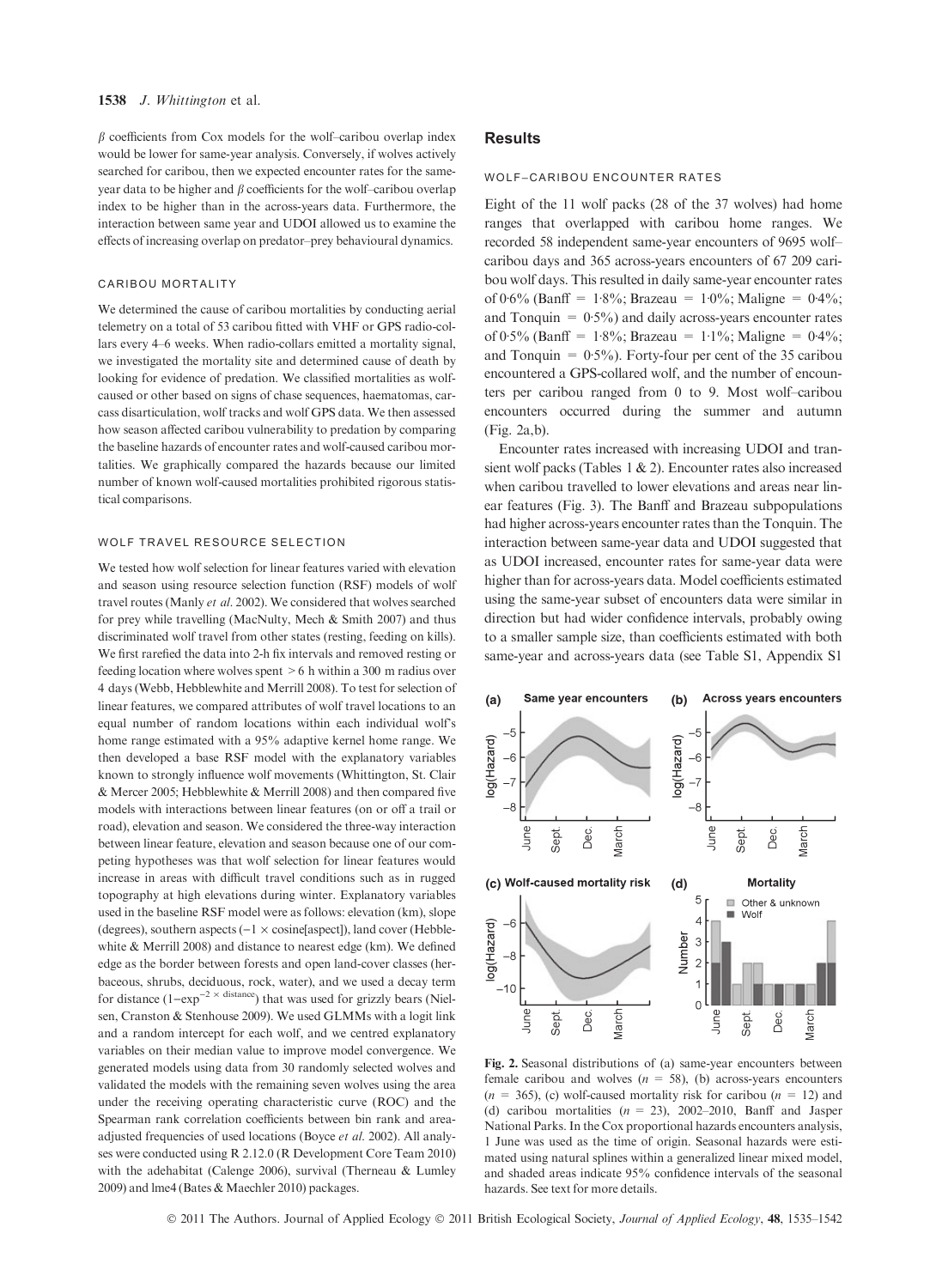β coefficients from Cox models for the wolf–caribou overlap index would be lower for same-year analysis. Conversely, if wolves actively searched for caribou, then we expected encounter rates for the same-year data to be higher and β coefficients for the wolf–caribou overlap index to be higher than in the across-years data. Furthermore, the interaction between same year and UDOI allowed us to examine the effects of increasing overlap on predator–prey behavioural dynamics.

### CARIBOU MORTALITY

We determined the cause of caribou mortalities by conducting aerial telemetry on a total of 53 caribou fitted with VHF or GPS radio-collars every 4–6 weeks. When radio-collars emitted a mortality signal, we investigated the mortality site and determined cause of death by looking for evidence of predation. We classified mortalities as wolf-caused or other based on signs of chase sequences, haematomas, carcass disarticulation, wolf tracks and wolf GPS data. We then assessed how season affected caribou vulnerability to predation by comparing the baseline hazards of encounter rates and wolf-caused caribou mortalities. We graphically compared the hazards because our limited number of known wolf-caused mortalities prohibited rigorous statistical comparisons.

### WOLF TRAVEL RESOURCE SELECTION

We tested how wolf selection for linear features varied with elevation and season using resource selection function (RSF) models of wolf travel routes (Manly *et al.* 2002). We considered that wolves searched for prey while travelling (MacNulty, Mech & Smith 2007) and thus discriminated wolf travel from other states (resting, feeding on kills). We first rarefied the data into 2-h fix intervals and removed resting or feeding location where wolves spent > 6 h within a 300 m radius over 4 days (Webb, Hebblewhite and Merrill 2008). To test for selection of linear features, we compared attributes of wolf travel locations to an equal number of random locations within each individual wolf's home range estimated with a 95% adaptive kernel home range. We then developed a base RSF model with the explanatory variables known to strongly influence wolf movements (Whittington, St. Clair & Mercer 2005; Hebblewhite & Merrill 2008) and then compared five models with interactions between linear features (on or off a trail or road), elevation and season. We considered the three-way interaction between linear feature, elevation and season because one of our competing hypotheses was that wolf selection for linear features would increase in areas with difficult travel conditions such as in rugged topography at high elevations during winter. Explanatory variables used in the baseline RSF model were as follows: elevation (km), slope (degrees), southern aspects (−1 × cosine[aspect]), land cover (Hebblewhite & Merrill 2008) and distance to nearest edge (km). We defined edge as the border between forests and open land-cover classes (herbaceous, shrubs, deciduous, rock, water), and we used a decay term for distance ($1-\exp^{-2 \times \text{distance}}$) that was used for grizzly bears (Nielsen, Cranston & Stenhouse 2009). We used GLMMs with a logit link and a random intercept for each wolf, and we centred explanatory variables on their median value to improve model convergence. We generated models using data from 30 randomly selected wolves and validated the models with the remaining seven wolves using the area under the receiving operating characteristic curve (ROC) and the Spearman rank correlation coefficients between bin rank and area-adjusted frequencies of used locations (Boyce *et al.* 2002). All analyses were conducted using R 2.12.0 (R Development Core Team 2010) with the adehabitat (Calenge 2006), survival (Therneau & Lumley 2009) and lme4 (Bates & Maechler 2010) packages.

## Results

### WOLF–CARIBOU ENCOUNTER RATES

Eight of the 11 wolf packs (28 of the 37 wolves) had home ranges that overlapped with caribou home ranges. We recorded 58 independent same-year encounters of 9695 wolf–caribou days and 365 across-years encounters of 67 209 caribou wolf days. This resulted in daily same-year encounter rates of 0·6% (Banff = 1·8%; Brazeau = 1·0%; Maligne = 0·4%; and Tonquin = 0·5%) and daily across-years encounter rates of 0·5% (Banff = 1·8%; Brazeau = 1·1%; Maligne = 0·4%; and Tonquin = 0·5%). Forty-four per cent of the 35 caribou encountered a GPS-collared wolf, and the number of encounters per caribou ranged from 0 to 9. Most wolf–caribou encounters occurred during the summer and autumn (Fig. 2a,b).

Encounter rates increased with increasing UDOI and transient wolf packs (Tables 1 & 2). Encounter rates also increased when caribou travelled to lower elevations and areas near linear features (Fig. 3). The Banff and Brazeau subpopulations had higher across-years encounter rates than the Tonquin. The interaction between same-year data and UDOI suggested that as UDOI increased, encounter rates for same-year data were higher than for across-years data. Model coefficients estimated using the same-year subset of encounters data were similar in direction but had wider confidence intervals, probably owing to a smaller sample size, than coefficients estimated with both same-year and across-years data (see Table S1, Appendix S1

**Fig. 2.** Seasonal distributions of (a) same-year encounters between female caribou and wolves ($n$ = 58), (b) across-years encounters ($n$ = 365), (c) wolf-caused mortality risk for caribou ($n$ = 12) and (d) caribou mortalities ($n$ = 23), 2002–2010, Banff and Jasper National Parks. In the Cox proportional hazards encounters analysis, 1 June was used as the time of origin. Seasonal hazards were estimated using natural splines within a generalized linear mixed model, and shaded areas indicate 95% confidence intervals of the seasonal hazards. See text for more details.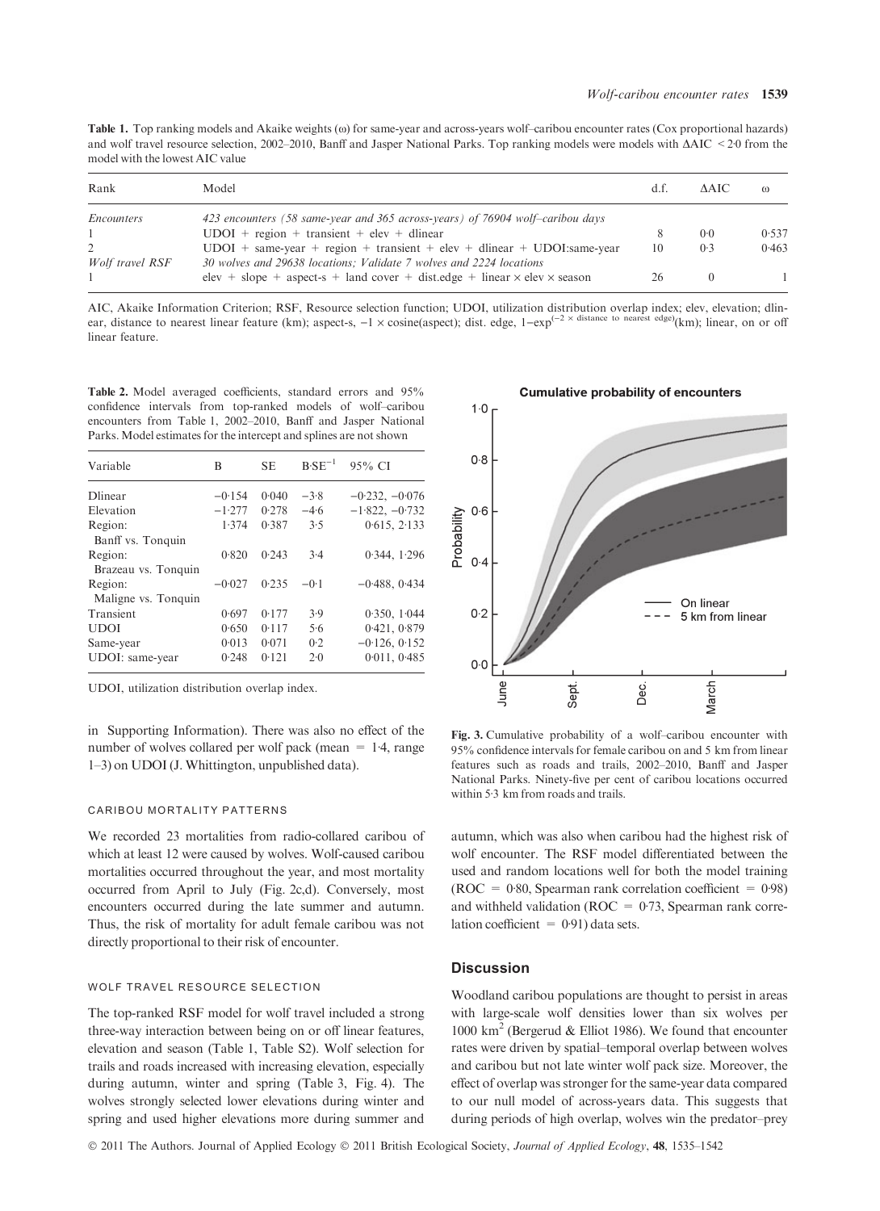**Table 1.** Top ranking models and Akaike weights (ω) for same-year and across-years wolf–caribou encounter rates (Cox proportional hazards) and wolf travel resource selection, 2002–2010, Banff and Jasper National Parks. Top ranking models were models with ΔAIC < 2·0 from the model with the lowest AIC value

| Rank | Model | d.f. | ΔAIC | ω |
|---|---|---|---|---|
| *Encounters* | 423 encounters (58 same-year and 365 across-years) of 76904 wolf–caribou days | | | |
| 1 | UDOI + region + transient + elev + dlinear | 8 | 0·0 | 0·537 |
| 2 | UDOI + same-year + region + transient + elev + dlinear + UDOI:same-year | 10 | 0·3 | 0·463 |
| *Wolf travel RSF* | 30 wolves and 29638 locations; Validate 7 wolves and 2224 locations | | | |
| 1 | elev + slope + aspect-s + land cover + dist.edge + linear × elev × season | 26 | 0 | 1 |

AIC, Akaike Information Criterion; RSF, Resource selection function; UDOI, utilization distribution overlap index; elev, elevation; dlinear, distance to nearest linear feature (km); aspect-s, −1 × cosine(aspect); dist. edge, $1-\exp^{(-2 \times \text{distance to nearest edge})}$(km); linear, on or off linear feature.

**Table 2.** Model averaged coefficients, standard errors and 95% confidence intervals from top-ranked models of wolf–caribou encounters from Table 1, 2002–2010, Banff and Jasper National Parks. Model estimates for the intercept and splines are not shown

| Variable | B | SE | $B \cdot SE^{-1}$ | 95% CI |
|---|---|---|---|---|
| Dlinear | −0·154 | 0·040 | −3·8 | −0·232, −0·076 |
| Elevation | −1·277 | 0·278 | −4·6 | −1·822, −0·732 |
| Region: Banff vs. Tonquin | 1·374 | 0·387 | 3·5 | 0·615, 2·133 |
| Region: Brazeau vs. Tonquin | 0·820 | 0·243 | 3·4 | 0·344, 1·296 |
| Region: Maligne vs. Tonquin | −0·027 | 0·235 | −0·1 | −0·488, 0·434 |
| Transient | 0·697 | 0·177 | 3·9 | 0·350, 1·044 |
| UDOI | 0·650 | 0·117 | 5·6 | 0·421, 0·879 |
| Same-year | 0·013 | 0·071 | 0·2 | −0·126, 0·152 |
| UDOI: same-year | 0·248 | 0·121 | 2·0 | 0·011, 0·485 |

UDOI, utilization distribution overlap index.

in Supporting Information). There was also no effect of the number of wolves collared per wolf pack (mean = 1·4, range 1–3) on UDOI (J. Whittington, unpublished data).

#### CARIBOU MORTALITY PATTERNS

We recorded 23 mortalities from radio-collared caribou of which at least 12 were caused by wolves. Wolf-caused caribou mortalities occurred throughout the year, and most mortality occurred from April to July (Fig. 2c,d). Conversely, most encounters occurred during the late summer and autumn. Thus, the risk of mortality for adult female caribou was not directly proportional to their risk of encounter.

#### WOLF TRAVEL RESOURCE SELECTION

The top-ranked RSF model for wolf travel included a strong three-way interaction between being on or off linear features, elevation and season (Table 1, Table S2). Wolf selection for trails and roads increased with increasing elevation, especially during autumn, winter and spring (Table 3, Fig. 4). The wolves strongly selected lower elevations during winter and spring and used higher elevations more during summer and autumn, which was also when caribou had the highest risk of wolf encounter. The RSF model differentiated between the used and random locations well for both the model training (ROC = 0·80, Spearman rank correlation coefficient = 0·98) and withheld validation (ROC = 0·73, Spearman rank correlation coefficient = 0·91) data sets.

**Fig. 3.** Cumulative probability of a wolf–caribou encounter with 95% confidence intervals for female caribou on and 5 km from linear features such as roads and trails, 2002–2010, Banff and Jasper National Parks. Ninety-five per cent of caribou locations occurred within 5·3 km from roads and trails.

## Discussion

Woodland caribou populations are thought to persist in areas with large-scale wolf densities lower than six wolves per 1000 km$^2$ (Bergerud & Elliot 1986). We found that encounter rates were driven by spatial–temporal overlap between wolves and caribou but not late winter wolf pack size. Moreover, the effect of overlap was stronger for the same-year data compared to our null model of across-years data. This suggests that during periods of high overlap, wolves win the predator–prey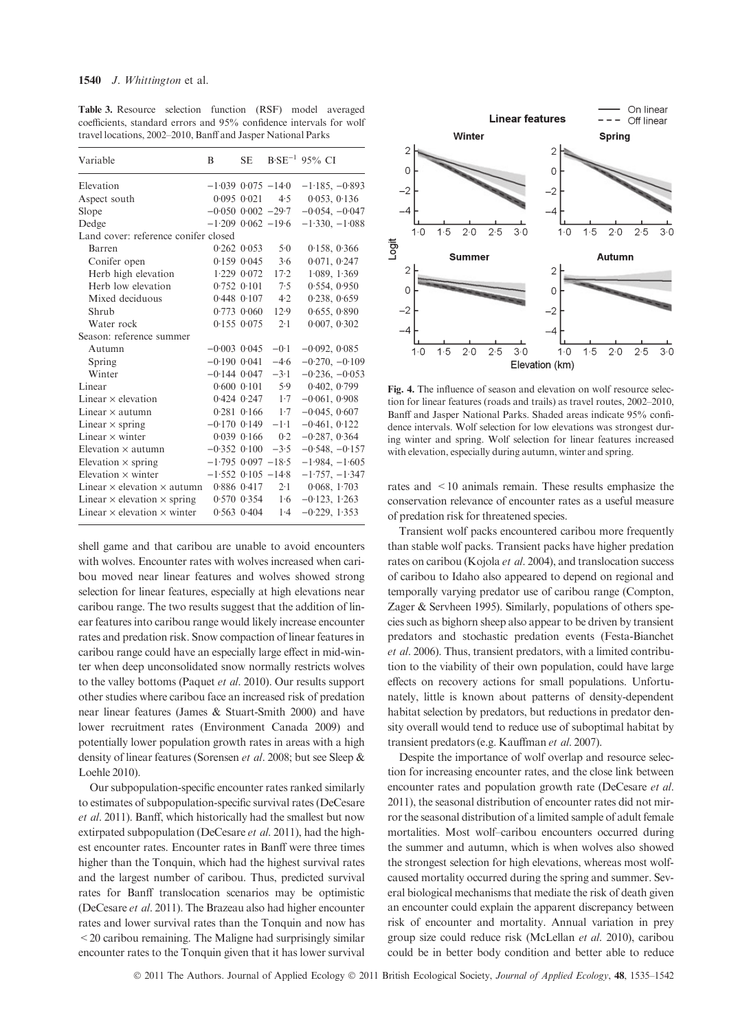**Table 3.** Resource selection function (RSF) model averaged coefficients, standard errors and 95% confidence intervals for wolf travel locations, 2002–2010, Banff and Jasper National Parks

| Variable | B | SE | $B \cdot SE^{-1}$ | 95% CI |
|---|---|---|---|---|
| Elevation | −1·039 | 0·075 | −14·0 | −1·185, −0·893 |
| Aspect south | 0·095 | 0·021 | 4·5 | 0·053, 0·136 |
| Slope | −0·050 | 0·002 | −29·7 | −0·054, −0·047 |
| Dedge | −1·209 | 0·062 | −19·6 | −1·330, −1·088 |
| Land cover: reference conifer closed | | | | |
| Barren | 0·262 | 0·053 | 5·0 | 0·158, 0·366 |
| Conifer open | 0·159 | 0·045 | 3·6 | 0·071, 0·247 |
| Herb high elevation | 1·229 | 0·072 | 17·2 | 1·089, 1·369 |
| Herb low elevation | 0·752 | 0·101 | 7·5 | 0·554, 0·950 |
| Mixed deciduous | 0·448 | 0·107 | 4·2 | 0·238, 0·659 |
| Shrub | 0·773 | 0·060 | 12·9 | 0·655, 0·890 |
| Water rock | 0·155 | 0·075 | 2·1 | 0·007, 0·302 |
| Season: reference summer | | | | |
| Autumn | −0·003 | 0·045 | −0·1 | −0·092, 0·085 |
| Spring | −0·190 | 0·041 | −4·6 | −0·270, −0·109 |
| Winter | −0·144 | 0·047 | −3·1 | −0·236, −0·053 |
| Linear | 0·600 | 0·101 | 5·9 | 0·402, 0·799 |
| Linear × elevation | 0·424 | 0·247 | 1·7 | −0·061, 0·908 |
| Linear × autumn | 0·281 | 0·166 | 1·7 | −0·045, 0·607 |
| Linear × spring | −0·170 | 0·149 | −1·1 | −0·461, 0·122 |
| Linear × winter | 0·039 | 0·166 | 0·2 | −0·287, 0·364 |
| Elevation × autumn | −0·352 | 0·100 | −3·5 | −0·548, −0·157 |
| Elevation × spring | −1·795 | 0·097 | −18·5 | −1·984, −1·605 |
| Elevation × winter | −1·552 | 0·105 | −14·8 | −1·757, −1·347 |
| Linear × elevation × autumn | 0·886 | 0·417 | 2·1 | 0·068, 1·703 |
| Linear × elevation × spring | 0·570 | 0·354 | 1·6 | −0·123, 1·263 |
| Linear × elevation × winter | 0·563 | 0·404 | 1·4 | −0·229, 1·353 |

**Fig. 4.** The influence of season and elevation on wolf resource selection for linear features (roads and trails) as travel routes, 2002–2010, Banff and Jasper National Parks. Shaded areas indicate 95% confidence intervals. Wolf selection for low elevations was strongest during winter and spring. Wolf selection for linear features increased with elevation, especially during autumn, winter and spring.

shell game and that caribou are unable to avoid encounters with wolves. Encounter rates with wolves increased when caribou moved near linear features and wolves showed strong selection for linear features, especially at high elevations near caribou range. The two results suggest that the addition of linear features into caribou range would likely increase encounter rates and predation risk. Snow compaction of linear features in caribou range could have an especially large effect in mid-winter when deep unconsolidated snow normally restricts wolves to the valley bottoms (Paquet *et al*. 2010). Our results support other studies where caribou face an increased risk of predation near linear features (James & Stuart-Smith 2000) and have lower recruitment rates (Environment Canada 2009) and potentially lower population growth rates in areas with a high density of linear features (Sorensen *et al*. 2008; but see Sleep & Loehle 2010).

Our subpopulation-specific encounter rates ranked similarly to estimates of subpopulation-specific survival rates (DeCesare *et al*. 2011). Banff, which historically had the smallest but now extirpated subpopulation (DeCesare *et al*. 2011), had the highest encounter rates. Encounter rates in Banff were three times higher than the Tonquin, which had the highest survival rates and the largest number of caribou. Thus, predicted survival rates for Banff translocation scenarios may be optimistic (DeCesare *et al*. 2011). The Brazeau also had higher encounter rates and lower survival rates than the Tonquin and now has <20 caribou remaining. The Maligne had surprisingly similar encounter rates to the Tonquin given that it has lower survival rates and <10 animals remain. These results emphasize the conservation relevance of encounter rates as a useful measure of predation risk for threatened species.

Transient wolf packs encountered caribou more frequently than stable wolf packs. Transient packs have higher predation rates on caribou (Kojola *et al*. 2004), and translocation success of caribou to Idaho also appeared to depend on regional and temporally varying predator use of caribou range (Compton, Zager & Servheen 1995). Similarly, populations of others species such as bighorn sheep also appear to be driven by transient predators and stochastic predation events (Festa-Bianchet *et al*. 2006). Thus, transient predators, with a limited contribution to the viability of their own population, could have large effects on recovery actions for small populations. Unfortunately, little is known about patterns of density-dependent habitat selection by predators, but reductions in predator density overall would tend to reduce use of suboptimal habitat by transient predators (e.g. Kauffman *et al*. 2007).

Despite the importance of wolf overlap and resource selection for increasing encounter rates, and the close link between encounter rates and population growth rate (DeCesare *et al*. 2011), the seasonal distribution of encounter rates did not mirror the seasonal distribution of a limited sample of adult female mortalities. Most wolf–caribou encounters occurred during the summer and autumn, which is when wolves also showed the strongest selection for high elevations, whereas most wolf-caused mortality occurred during the spring and summer. Several biological mechanisms that mediate the risk of death given an encounter could explain the apparent discrepancy between risk of encounter and mortality. Annual variation in prey group size could reduce risk (McLellan *et al*. 2010), caribou could be in better body condition and better able to reduce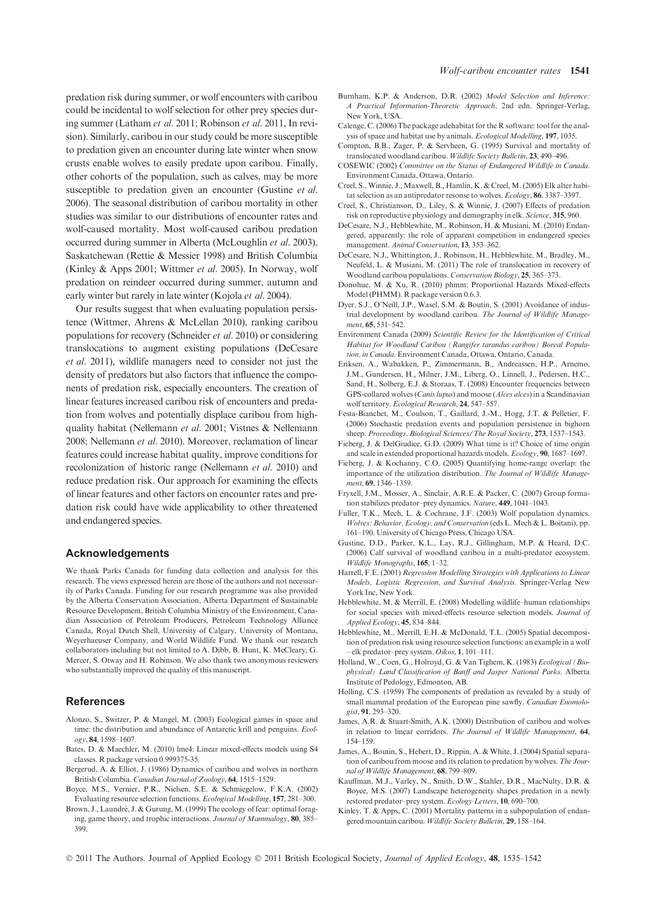predation risk during summer, or wolf encounters with caribou could be incidental to wolf selection for other prey species during summer (Latham *et al.* 2011; Robinson *et al.* 2011, In revision). Similarly, caribou in our study could be more susceptible to predation given an encounter during late winter when snow crusts enable wolves to easily predate upon caribou. Finally, other cohorts of the population, such as calves, may be more susceptible to predation given an encounter (Gustine *et al.* 2006). The seasonal distribution of caribou mortality in other studies was similar to our distributions of encounter rates and wolf-caused mortality. Most wolf-caused caribou predation occurred during summer in Alberta (McLoughlin *et al.* 2003), Saskatchewan (Rettie & Messier 1998) and British Columbia (Kinley & Apps 2001; Wittmer *et al.* 2005). In Norway, wolf predation on reindeer occurred during summer, autumn and early winter but rarely in late winter (Kojola *et al.* 2004).

Our results suggest that when evaluating population persistence (Wittmer, Ahrens & McLellan 2010), ranking caribou populations for recovery (Schneider *et al.* 2010) or considering translocations to augment existing populations (DeCesare *et al.* 2011), wildlife managers need to consider not just the density of predators but also factors that influence the components of predation risk, especially encounters. The creation of linear features increased caribou risk of encounters and predation from wolves and potentially displace caribou from high-quality habitat (Nellemann *et al.* 2001; Vistnes & Nellemann 2008; Nellemann *et al.* 2010). Moreover, reclamation of linear features could increase habitat quality, improve conditions for recolonization of historic range (Nellemann *et al.* 2010) and reduce predation risk. Our approach for examining the effects of linear features and other factors on encounter rates and predation risk could have wide applicability to other threatened and endangered species.

## Acknowledgements

We thank Parks Canada for funding data collection and analysis for this research. The views expressed herein are those of the authors and not necessarily of Parks Canada. Funding for our research programme was also provided by the Alberta Conservation Association, Alberta Department of Sustainable Resource Development, British Columbia Ministry of the Environment, Canadian Association of Petroleum Producers, Petroleum Technology Alliance Canada, Royal Dutch Shell, University of Calgary, University of Montana, Weyerhaeuser Company, and World Wildlife Fund. We thank our research collaborators including but not limited to A. Dibb, B. Hunt, K. McCleary, G. Mercer, S. Otway and H. Robinson. We also thank two anonymous reviewers who substantially improved the quality of this manuscript.

## References

Alonzo, S., Switzer, P. & Mangel, M. (2003) Ecological games in space and time: the distribution and abundance of Antarctic krill and penguins. *Ecology*, **84**, 1598–1607.

Bates, D. & Maechler, M. (2010) lme4: Linear mixed-effects models using S4 classes. R package version 0.999375-35.

Bergerud, A. & Elliot, J. (1986) Dynamics of caribou and wolves in northern British Columbia. *Canadian Journal of Zoology*, **64**, 1515–1529.

Boyce, M.S., Vernier, P.R., Nielsen, S.E. & Schmiegelow, F.K.A. (2002) Evaluating resource selection functions. *Ecological Modelling*, **157**, 281–300.

Brown, J., Laundré, J. & Gurung, M. (1999) The ecology of fear: optimal foraging, game theory, and trophic interactions. *Journal of Mammalogy*, **80**, 385–399.

Burnham, K.P. & Anderson, D.R. (2002) *Model Selection and Inference: A Practical Information-Theoretic Approach*, 2nd edn. Springer-Verlag, New York, USA.

Calenge, C. (2006) The package adehabitat for the R software: tool for the analysis of space and habitat use by animals. *Ecological Modelling*, **197**, 1035.

Compton, B.B., Zager, P. & Servheen, G. (1995) Survival and mortality of translocated woodland caribou. *Wildlife Society Bulletin*, **23**, 490–496.

COSEWIC (2002) *Committee on the Status of Endangered Wildlife in Canada*. Environment Canada, Ottawa, Ontario.

Creel, S., Winnie, J., Maxwell, B., Hamlin, K. & Creel, M. (2005) Elk alter habitat selection as an antipredator resonse to wolves. *Ecology*, **86**, 3387–3397.

Creel, S., Christianson, D., Liley, S. & Winnie, J. (2007) Effects of predation risk on reproductive physiology and demography in elk. *Science*, **315**, 960.

DeCesare, N.J., Hebblewhite, M., Robinson, H. & Musiani, M. (2010) Endangered, apparently: the role of apparent competition in endangered species management. *Animal Conservation*, **13**, 353–362.

DeCesare, N.J., Whittington, J., Robinson, H., Hebblewhite, M., Bradley, M., Neufeld, L. & Musiani, M. (2011) The role of translocation in recovery of Woodland caribou populations. *Conservation Biology*, **25**, 365–373.

Donohue, M. & Xu, R. (2010) phmm: Proportional Hazards Mixed-effects Model (PHMM). R package version 0.6.3.

Dyer, S.J., O'Neill, J.P., Wasel, S.M. & Boutin, S. (2001) Avoidance of industrial development by woodland caribou. *The Journal of Wildlife Management*, **65**, 531–542.

Environment Canada (2009) *Scientific Review for the Identification of Critical Habitat for Woodland Caribou (Rangifer tarandus caribou) Boreal Population, in Canada*. Environment Canada, Ottawa, Ontario, Canada.

Eriksen, A., Wabakken, P., Zimmermann, B., Andreassen, H.P., Arnemo, J.M., Gundersen, H., Milner, J.M., Liberg, O., Linnell, J., Pedersen, H.C., Sand, H., Solberg, E.J. & Storaas, T. (2008) Encounter frequencies between GPS-collared wolves (*Canis lupus*) and moose (*Alces alces*) in a Scandinavian wolf territory. *Ecological Research*, **24**, 547–557.

Festa-Bianchet, M., Coulson, T., Gaillard, J.-M., Hogg, J.T. & Pelletier, F. (2006) Stochastic predation events and population persistence in bighorn sheep. *Proceedings. Biological Sciences/The Royal Society*, **273**, 1537–1543.

Fieberg, J. & DelGiudice, G.D. (2009) What time is it? Choice of time origin and scale in extended proportional hazards models. *Ecology*, **90**, 1687–1697.

Fieberg, J. & Kochanny, C.O. (2005) Quantifying home-range overlap: the importance of the utilization distribution. *The Journal of Wildlife Management*, **69**, 1346–1359.

Fryxell, J.M., Mosser, A., Sinclair, A.R.E. & Packer, C. (2007) Group formation stabilizes predator–prey dynamics. *Nature*, **449**, 1041–1043.

Fuller, T.K., Mech, L. & Cochrane, J.F. (2003) Wolf population dynamics. *Wolves: Behavior, Ecology, and Conservation* (eds L. Mech & L. Boitani), pp. 161–190. University of Chicago Press, Chicago USA.

Gustine, D.D., Parker, K.L., Lay, R.J., Gillingham, M.P. & Heard, D.C. (2006) Calf survival of woodland caribou in a multi-predator ecosystem. *Wildlife Monographs*, **165**, 1–32.

Harrell, F.E. (2001) *Regression Modelling Strategies with Applications to Linear Models, Logistic Regression, and Survival Analysis*. Springer-Verlag New York Inc, New York.

Hebblewhite, M. & Merrill, E. (2008) Modelling wildlife–human relationships for social species with mixed-effects resource selection models. *Journal of Applied Ecology*, **45**, 834–844.

Hebblewhite, M., Merrill, E.H. & McDonald, T.L. (2005) Spatial decomposition of predation risk using resource selection functions: an example in a wolf – elk predator–prey system. *Oikos*, **1**, 101–111.

Holland, W., Coen, G., Holroyd, G. & Van Tighem, K. (1983) *Ecological (Biophysical) Land Classification of Banff and Jasper National Parks*. Alberta Institute of Pedology, Edmonton, AB.

Holling, C.S. (1959) The components of predation as revealed by a study of small mammal predation of the European pine sawfly. *Canadian Enomologist*, **91**, 293–320.

James, A.R. & Stuart-Smith, A.K. (2000) Distribution of caribou and wolves in relation to linear corridors. *The Journal of Wildlife Management*, **64**, 154–159.

James, A.R., Boutin, S., Hebert, D., Rippin, A. & White, J. (2004) Spatial separation of caribou from moose and its relation to predation by wolves. *The Journal of Wildlife Management*, **68**, 799–809.

Kauffman, M.J., Varley, N., Smith, D.W., Stahler, D.R., MacNulty, D.R. & Boyce, M.S. (2007) Landscape heterogeneity shapes predation in a newly restored predator–prey system. *Ecology Letters*, **10**, 690–700.

Kinley, T. & Apps, C. (2001) Mortality patterns in a subpopulation of endangered mountain caribou. *Wildlife Society Bulletin*, **29**, 158–164.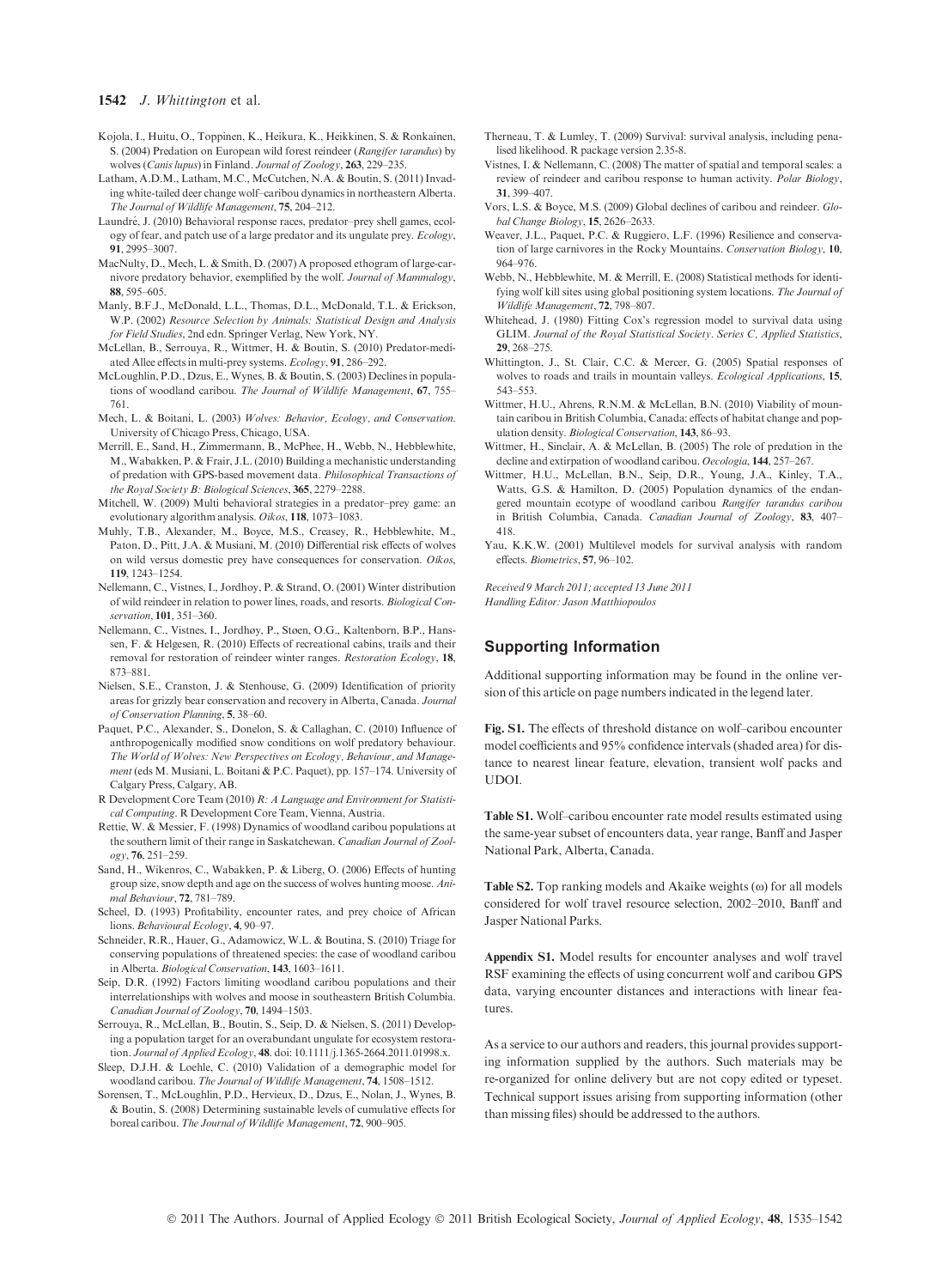Kojola, I., Huitu, O., Toppinen, K., Heikura, K., Heikkinen, S. & Ronkainen, S. (2004) Predation on European wild forest reindeer (*Rangifer tarandus*) by wolves (*Canis lupus*) in Finland. *Journal of Zoology*, **263**, 229–235.

Latham, A.D.M., Latham, M.C., McCutchen, N.A. & Boutin, S. (2011) Invading white-tailed deer change wolf–caribou dynamics in northeastern Alberta. *The Journal of Wildlife Management*, **75**, 204–212.

Laundré, J. (2010) Behavioral response races, predator–prey shell games, ecology of fear, and patch use of a large predator and its ungulate prey. *Ecology*, **91**, 2995–3007.

MacNulty, D., Mech, L. & Smith, D. (2007) A proposed ethogram of large-carnivore predatory behavior, exemplified by the wolf. *Journal of Mammalogy*, **88**, 595–605.

Manly, B.F.J., McDonald, L.L., Thomas, D.L., McDonald, T.L. & Erickson, W.P. (2002) *Resource Selection by Animals: Statistical Design and Analysis for Field Studies*, 2nd edn. Springer Verlag, New York, NY.

McLellan, B., Serrouya, R., Wittmer, H. & Boutin, S. (2010) Predator-mediated Allee effects in multi-prey systems. *Ecology*, **91**, 286–292.

McLoughlin, P.D., Dzus, E., Wynes, B. & Boutin, S. (2003) Declines in populations of woodland caribou. *The Journal of Wildlife Management*, **67**, 755–761.

Mech, L. & Boitani, L. (2003) *Wolves: Behavior, Ecology, and Conservation*. University of Chicago Press, Chicago, USA.

Merrill, E., Sand, H., Zimmermann, B., McPhee, H., Webb, N., Hebblewhite, M., Wabakken, P. & Frair, J.L. (2010) Building a mechanistic understanding of predation with GPS-based movement data. *Philosophical Transactions of the Royal Society B: Biological Sciences*, **365**, 2279–2288.

Mitchell, W. (2009) Multi behavioral strategies in a predator–prey game: an evolutionary algorithm analysis. *Oikos*, **118**, 1073–1083.

Muhly, T.B., Alexander, M., Boyce, M.S., Creasey, R., Hebblewhite, M., Paton, D., Pitt, J.A. & Musiani, M. (2010) Differential risk effects of wolves on wild versus domestic prey have consequences for conservation. *Oikos*, **119**, 1243–1254.

Nellemann, C., Vistnes, I., Jordhoy, P. & Strand, O. (2001) Winter distribution of wild reindeer in relation to power lines, roads, and resorts. *Biological Conservation*, **101**, 351–360.

Nellemann, C., Vistnes, I., Jordhøy, P., Støen, O.G., Kaltenborn, B.P., Hanssen, F. & Helgesen, R. (2010) Effects of recreational cabins, trails and their removal for restoration of reindeer winter ranges. *Restoration Ecology*, **18**, 873–881.

Nielsen, S.E., Cranston, J. & Stenhouse, G. (2009) Identification of priority areas for grizzly bear conservation and recovery in Alberta, Canada. *Journal of Conservation Planning*, **5**, 38–60.

Paquet, P.C., Alexander, S., Donelon, S. & Callaghan, C. (2010) Influence of anthropogenically modified snow conditions on wolf predatory behaviour. *The World of Wolves: New Perspectives on Ecology, Behaviour, and Management* (eds M. Musiani, L. Boitani & P.C. Paquet), pp. 157–174. University of Calgary Press, Calgary, AB.

R Development Core Team (2010) *R: A Language and Environment for Statistical Computing*. R Development Core Team, Vienna, Austria.

Rettie, W. & Messier, F. (1998) Dynamics of woodland caribou populations at the southern limit of their range in Saskatchewan. *Canadian Journal of Zoology*, **76**, 251–259.

Sand, H., Wikenros, C., Wabakken, P. & Liberg, O. (2006) Effects of hunting group size, snow depth and age on the success of wolves hunting moose. *Animal Behaviour*, **72**, 781–789.

Scheel, D. (1993) Profitability, encounter rates, and prey choice of African lions. *Behavioural Ecology*, **4**, 90–97.

Schneider, R.R., Hauer, G., Adamowicz, W.L. & Boutina, S. (2010) Triage for conserving populations of threatened species: the case of woodland caribou in Alberta. *Biological Conservation*, **143**, 1603–1611.

Seip, D.R. (1992) Factors limiting woodland caribou populations and their interrelationships with wolves and moose in southeastern British Columbia. *Canadian Journal of Zoology*, **70**, 1494–1503.

Serrouya, R., McLellan, B., Boutin, S., Seip, D. & Nielsen, S. (2011) Developing a population target for an overabundant ungulate for ecosystem restoration. *Journal of Applied Ecology*, **48**. doi: 10.1111/j.1365-2664.2011.01998.x.

Sleep, D.J.H. & Loehle, C. (2010) Validation of a demographic model for woodland caribou. *The Journal of Wildlife Management*, **74**, 1508–1512.

Sorensen, T., McLoughlin, P.D., Hervieux, D., Dzus, E., Nolan, J., Wynes, B. & Boutin, S. (2008) Determining sustainable levels of cumulative effects for boreal caribou. *The Journal of Wildlife Management*, **72**, 900–905.

Therneau, T. & Lumley, T. (2009) Survival: survival analysis, including penalised likelihood. R package version 2.35-8.

Vistnes, I. & Nellemann, C. (2008) The matter of spatial and temporal scales: a review of reindeer and caribou response to human activity. *Polar Biology*, **31**, 399–407.

Vors, L.S. & Boyce, M.S. (2009) Global declines of caribou and reindeer. *Global Change Biology*, **15**, 2626–2633.

Weaver, J.L., Paquet, P.C. & Ruggiero, L.F. (1996) Resilience and conservation of large carnivores in the Rocky Mountains. *Conservation Biology*, **10**, 964–976.

Webb, N., Hebblewhite, M. & Merrill, E. (2008) Statistical methods for identifying wolf kill sites using global positioning system locations. *The Journal of Wildlife Management*, **72**, 798–807.

Whitehead, J. (1980) Fitting Cox's regression model to survival data using GLIM. *Journal of the Royal Statistical Society. Series C, Applied Statistics*, **29**, 268–275.

Whittington, J., St. Clair, C.C. & Mercer, G. (2005) Spatial responses of wolves to roads and trails in mountain valleys. *Ecological Applications*, **15**, 543–553.

Wittmer, H.U., Ahrens, R.N.M. & McLellan, B.N. (2010) Viability of mountain caribou in British Columbia, Canada: effects of habitat change and population density. *Biological Conservation*, **143**, 86–93.

Wittmer, H., Sinclair, A. & McLellan, B. (2005) The role of predation in the decline and extirpation of woodland caribou. *Oecologia*, **144**, 257–267.

Wittmer, H.U., McLellan, B.N., Seip, D.R., Young, J.A., Kinley, T.A., Watts, G.S. & Hamilton, D. (2005) Population dynamics of the endangered mountain ecotype of woodland caribou *Rangifer tarandus caribou* in British Columbia, Canada. *Canadian Journal of Zoology*, **83**, 407–418.

Yau, K.K.W. (2001) Multilevel models for survival analysis with random effects. *Biometrics*, **57**, 96–102.

*Received 9 March 2011; accepted 13 June 2011*
*Handling Editor: Jason Matthiopoulos*

## Supporting Information

Additional supporting information may be found in the online version of this article on page numbers indicated in the legend later.

**Fig. S1.** The effects of threshold distance on wolf–caribou encounter model coefficients and 95% confidence intervals (shaded area) for distance to nearest linear feature, elevation, transient wolf packs and UDOI.

**Table S1.** Wolf–caribou encounter rate model results estimated using the same-year subset of encounters data, year range, Banff and Jasper National Park, Alberta, Canada.

**Table S2.** Top ranking models and Akaike weights ($\omega$) for all models considered for wolf travel resource selection, 2002–2010, Banff and Jasper National Parks.

**Appendix S1.** Model results for encounter analyses and wolf travel RSF examining the effects of using concurrent wolf and caribou GPS data, varying encounter distances and interactions with linear features.

As a service to our authors and readers, this journal provides supporting information supplied by the authors. Such materials may be re-organized for online delivery but are not copy edited or typeset. Technical support issues arising from supporting information (other than missing files) should be addressed to the authors.